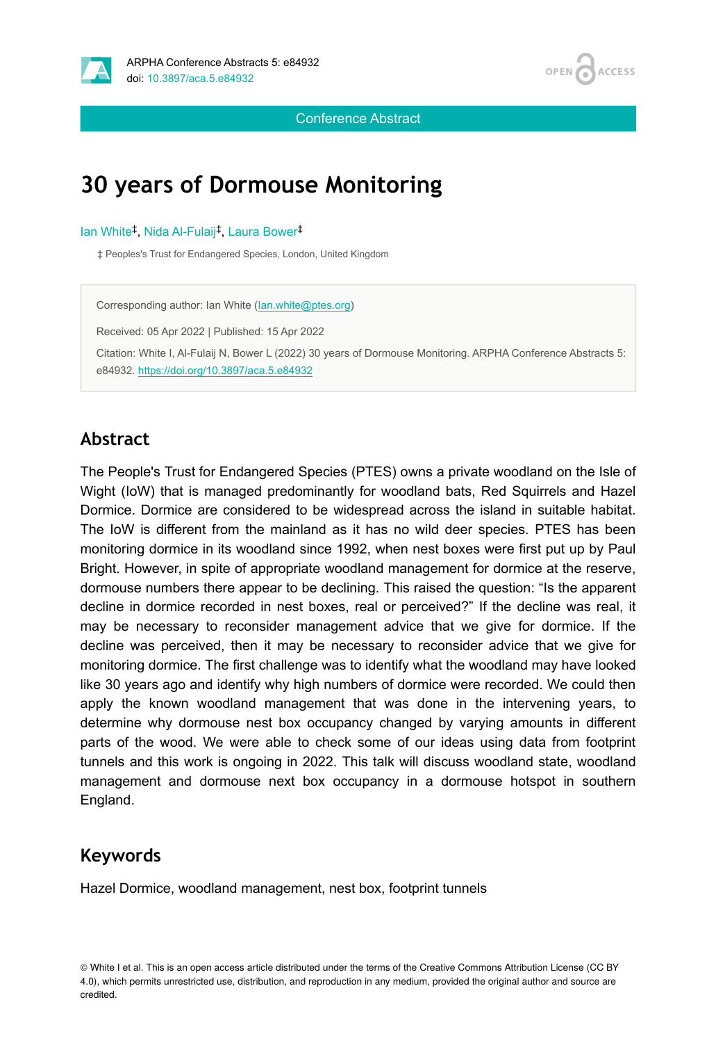Conference Abstract

# 30 years of Dormouse Monitoring

Ian White[‡], Nida Al-Fulaij[‡], Laura Bower[‡]

‡ Peoples's Trust for Endangered Species, London, United Kingdom

Corresponding author: Ian White (Ian.white@ptes.org)

Received: 05 Apr 2022 | Published: 15 Apr 2022

Citation: White I, Al-Fulaij N, Bower L (2022) 30 years of Dormouse Monitoring. ARPHA Conference Abstracts 5: e84932. https://doi.org/10.3897/aca.5.e84932

## Abstract

The People's Trust for Endangered Species (PTES) owns a private woodland on the Isle of Wight (IoW) that is managed predominantly for woodland bats, Red Squirrels and Hazel Dormice. Dormice are considered to be widespread across the island in suitable habitat. The IoW is different from the mainland as it has no wild deer species. PTES has been monitoring dormice in its woodland since 1992, when nest boxes were first put up by Paul Bright. However, in spite of appropriate woodland management for dormice at the reserve, dormouse numbers there appear to be declining. This raised the question: "Is the apparent decline in dormice recorded in nest boxes, real or perceived?" If the decline was real, it may be necessary to reconsider management advice that we give for dormice. If the decline was perceived, then it may be necessary to reconsider advice that we give for monitoring dormice. The first challenge was to identify what the woodland may have looked like 30 years ago and identify why high numbers of dormice were recorded. We could then apply the known woodland management that was done in the intervening years, to determine why dormouse nest box occupancy changed by varying amounts in different parts of the wood. We were able to check some of our ideas using data from footprint tunnels and this work is ongoing in 2022. This talk will discuss woodland state, woodland management and dormouse next box occupancy in a dormouse hotspot in southern England.

## Keywords

Hazel Dormice, woodland management, nest box, footprint tunnels

© White I et al. This is an open access article distributed under the terms of the Creative Commons Attribution License (CC BY 4.0), which permits unrestricted use, distribution, and reproduction in any medium, provided the original author and source are credited.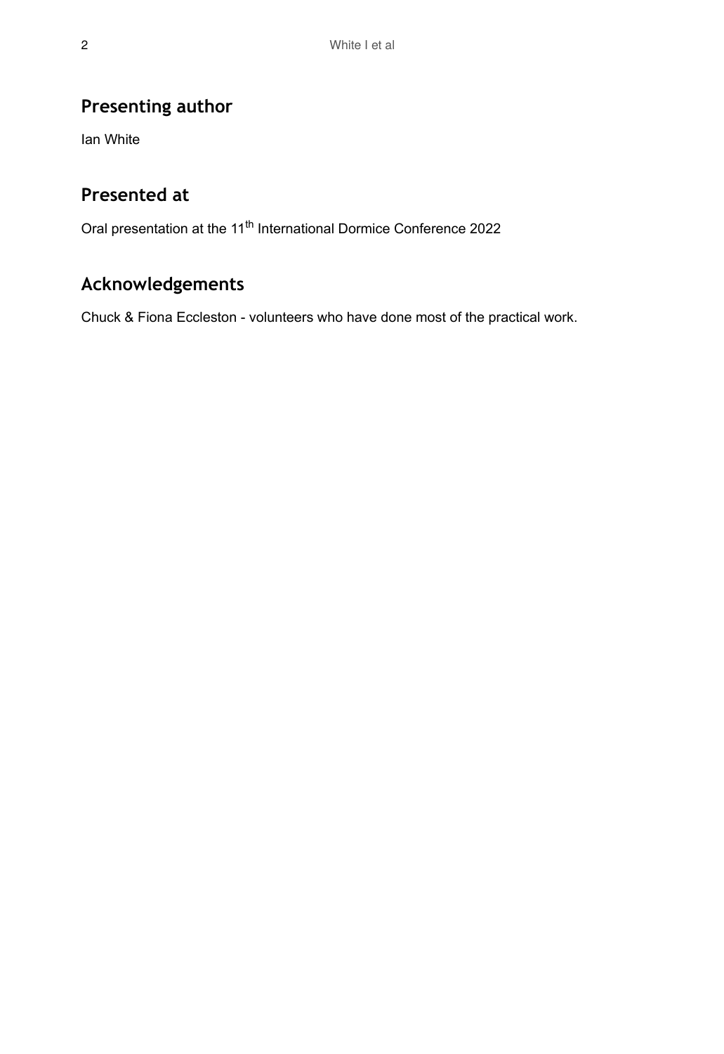## Presenting author

Ian White

## Presented at

Oral presentation at the 11th International Dormice Conference 2022

## Acknowledgements

Chuck & Fiona Eccleston - volunteers who have done most of the practical work.